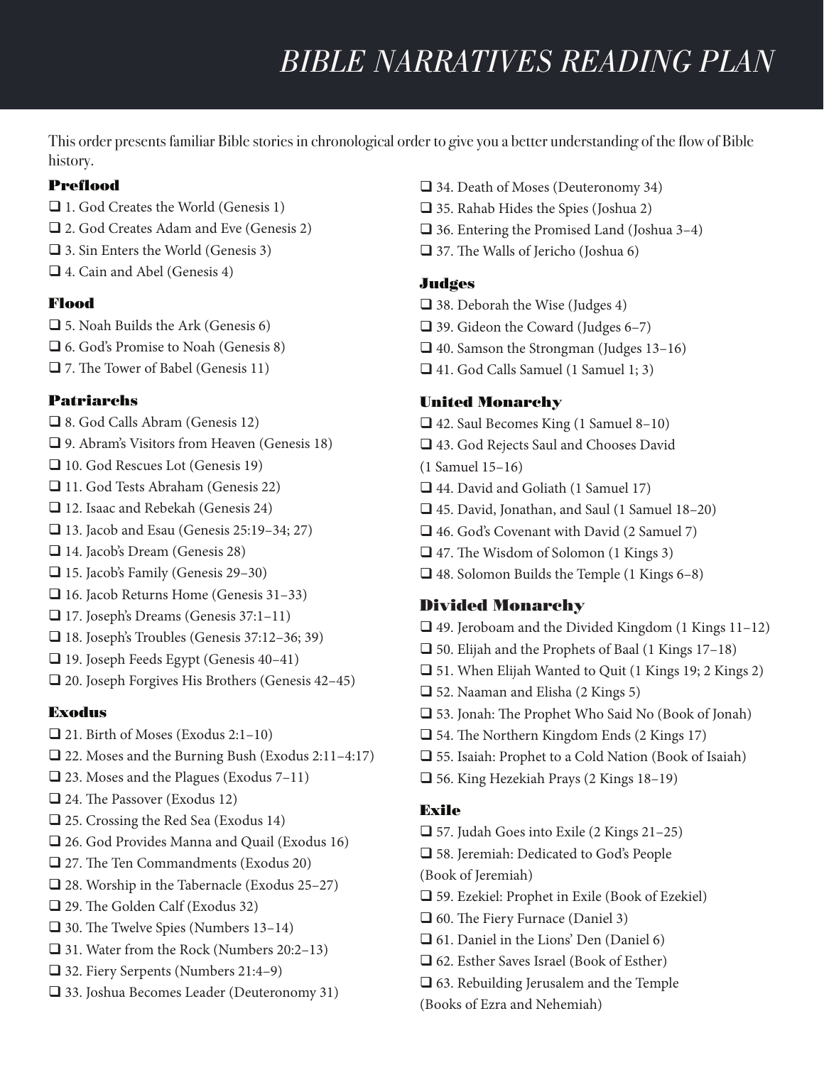# BIBLE NARRATIVES READING PLAN

This order presents familiar Bible stories in chronological order to give you a better understanding of the flow of Bible history.

## Preflood

- [ ] 1. God Creates the World (Genesis 1)
- [ ] 2. God Creates Adam and Eve (Genesis 2)
- [ ] 3. Sin Enters the World (Genesis 3)
- [ ] 4. Cain and Abel (Genesis 4)

## Flood

- [ ] 5. Noah Builds the Ark (Genesis 6)
- [ ] 6. God's Promise to Noah (Genesis 8)
- [ ] 7. The Tower of Babel (Genesis 11)

## Patriarchs

- [ ] 8. God Calls Abram (Genesis 12)
- [ ] 9. Abram's Visitors from Heaven (Genesis 18)
- [ ] 10. God Rescues Lot (Genesis 19)
- [ ] 11. God Tests Abraham (Genesis 22)
- [ ] 12. Isaac and Rebekah (Genesis 24)
- [ ] 13. Jacob and Esau (Genesis 25:19–34; 27)
- [ ] 14. Jacob's Dream (Genesis 28)
- [ ] 15. Jacob's Family (Genesis 29–30)
- [ ] 16. Jacob Returns Home (Genesis 31–33)
- [ ] 17. Joseph's Dreams (Genesis 37:1–11)
- [ ] 18. Joseph's Troubles (Genesis 37:12–36; 39)
- [ ] 19. Joseph Feeds Egypt (Genesis 40–41)
- [ ] 20. Joseph Forgives His Brothers (Genesis 42–45)

## Exodus

- [ ] 21. Birth of Moses (Exodus 2:1–10)
- [ ] 22. Moses and the Burning Bush (Exodus 2:11–4:17)
- [ ] 23. Moses and the Plagues (Exodus 7–11)
- [ ] 24. The Passover (Exodus 12)
- [ ] 25. Crossing the Red Sea (Exodus 14)
- [ ] 26. God Provides Manna and Quail (Exodus 16)
- [ ] 27. The Ten Commandments (Exodus 20)
- [ ] 28. Worship in the Tabernacle (Exodus 25–27)
- [ ] 29. The Golden Calf (Exodus 32)
- [ ] 30. The Twelve Spies (Numbers 13–14)
- [ ] 31. Water from the Rock (Numbers 20:2–13)
- [ ] 32. Fiery Serpents (Numbers 21:4–9)
- [ ] 33. Joshua Becomes Leader (Deuteronomy 31)
- [ ] 34. Death of Moses (Deuteronomy 34)
- [ ] 35. Rahab Hides the Spies (Joshua 2)
- [ ] 36. Entering the Promised Land (Joshua 3–4)
- [ ] 37. The Walls of Jericho (Joshua 6)

## Judges

- [ ] 38. Deborah the Wise (Judges 4)
- [ ] 39. Gideon the Coward (Judges 6–7)
- [ ] 40. Samson the Strongman (Judges 13–16)
- [ ] 41. God Calls Samuel (1 Samuel 1; 3)

## United Monarchy

- [ ] 42. Saul Becomes King (1 Samuel 8–10)
- [ ] 43. God Rejects Saul and Chooses David (1 Samuel 15–16)
- [ ] 44. David and Goliath (1 Samuel 17)
- [ ] 45. David, Jonathan, and Saul (1 Samuel 18–20)
- [ ] 46. God's Covenant with David (2 Samuel 7)
- [ ] 47. The Wisdom of Solomon (1 Kings 3)
- [ ] 48. Solomon Builds the Temple (1 Kings 6–8)

## Divided Monarchy

- [ ] 49. Jeroboam and the Divided Kingdom (1 Kings 11–12)
- [ ] 50. Elijah and the Prophets of Baal (1 Kings 17–18)
- [ ] 51. When Elijah Wanted to Quit (1 Kings 19; 2 Kings 2)
- [ ] 52. Naaman and Elisha (2 Kings 5)
- [ ] 53. Jonah: The Prophet Who Said No (Book of Jonah)
- [ ] 54. The Northern Kingdom Ends (2 Kings 17)
- [ ] 55. Isaiah: Prophet to a Cold Nation (Book of Isaiah)
- [ ] 56. King Hezekiah Prays (2 Kings 18–19)

## Exile

- [ ] 57. Judah Goes into Exile (2 Kings 21–25)
- [ ] 58. Jeremiah: Dedicated to God's People (Book of Jeremiah)
- [ ] 59. Ezekiel: Prophet in Exile (Book of Ezekiel)
- [ ] 60. The Fiery Furnace (Daniel 3)
- [ ] 61. Daniel in the Lions' Den (Daniel 6)
- [ ] 62. Esther Saves Israel (Book of Esther)
- [ ] 63. Rebuilding Jerusalem and the Temple (Books of Ezra and Nehemiah)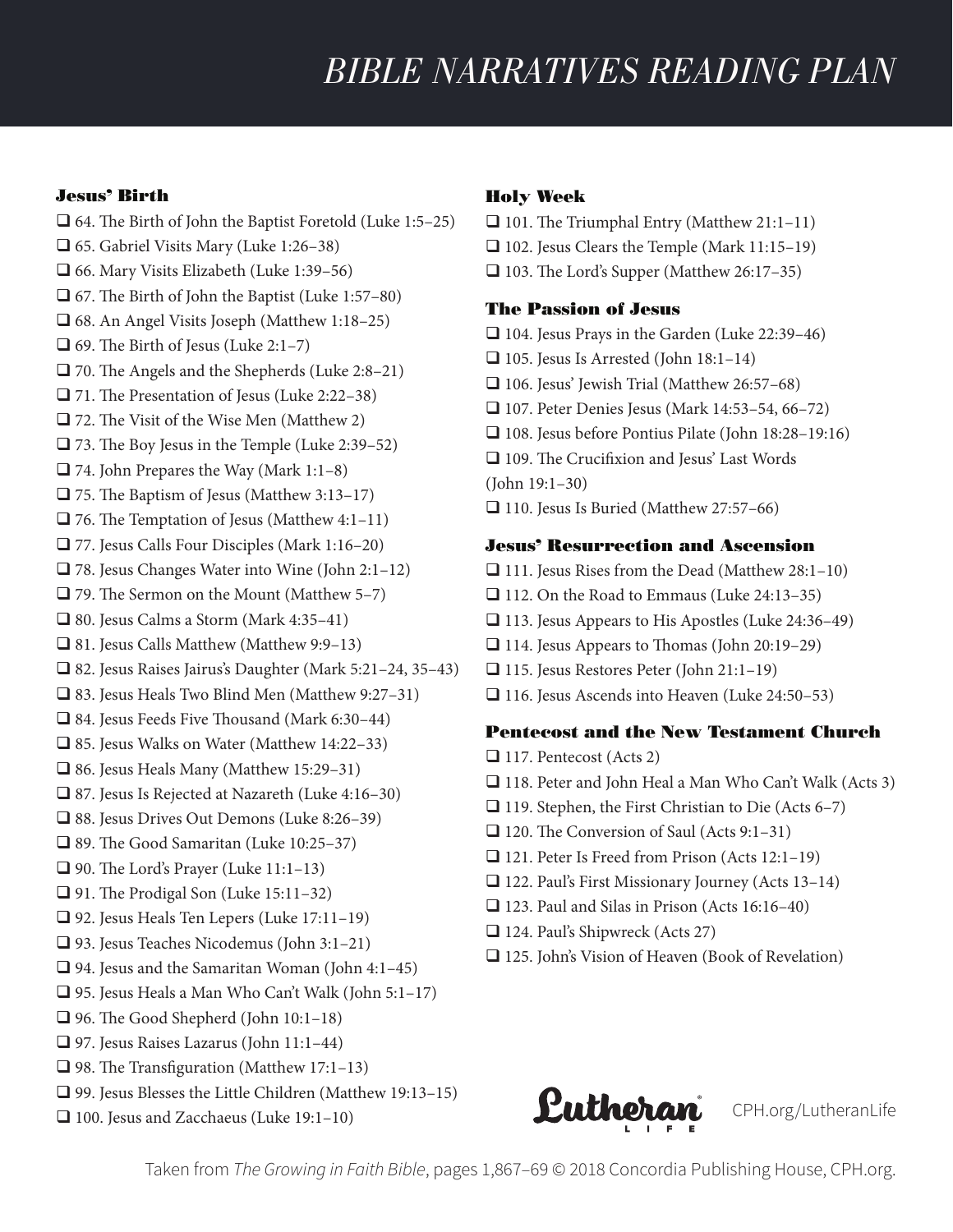# BIBLE NARRATIVES READING PLAN

## Jesus' Birth

- ❑ 64. The Birth of John the Baptist Foretold (Luke 1:5–25)
- ❑ 65. Gabriel Visits Mary (Luke 1:26–38)
- ❑ 66. Mary Visits Elizabeth (Luke 1:39–56)
- ❑ 67. The Birth of John the Baptist (Luke 1:57–80)
- ❑ 68. An Angel Visits Joseph (Matthew 1:18–25)
- ❑ 69. The Birth of Jesus (Luke 2:1–7)
- ❑ 70. The Angels and the Shepherds (Luke 2:8–21)
- ❑ 71. The Presentation of Jesus (Luke 2:22–38)
- ❑ 72. The Visit of the Wise Men (Matthew 2)
- ❑ 73. The Boy Jesus in the Temple (Luke 2:39–52)
- ❑ 74. John Prepares the Way (Mark 1:1–8)
- ❑ 75. The Baptism of Jesus (Matthew 3:13–17)
- ❑ 76. The Temptation of Jesus (Matthew 4:1–11)
- ❑ 77. Jesus Calls Four Disciples (Mark 1:16–20)
- ❑ 78. Jesus Changes Water into Wine (John 2:1–12)
- ❑ 79. The Sermon on the Mount (Matthew 5–7)
- ❑ 80. Jesus Calms a Storm (Mark 4:35–41)
- ❑ 81. Jesus Calls Matthew (Matthew 9:9–13)
- ❑ 82. Jesus Raises Jairus's Daughter (Mark 5:21–24, 35–43)
- ❑ 83. Jesus Heals Two Blind Men (Matthew 9:27–31)
- ❑ 84. Jesus Feeds Five Thousand (Mark 6:30–44)
- ❑ 85. Jesus Walks on Water (Matthew 14:22–33)
- ❑ 86. Jesus Heals Many (Matthew 15:29–31)
- ❑ 87. Jesus Is Rejected at Nazareth (Luke 4:16–30)
- ❑ 88. Jesus Drives Out Demons (Luke 8:26–39)
- ❑ 89. The Good Samaritan (Luke 10:25–37)
- ❑ 90. The Lord's Prayer (Luke 11:1–13)
- ❑ 91. The Prodigal Son (Luke 15:11–32)
- ❑ 92. Jesus Heals Ten Lepers (Luke 17:11–19)
- ❑ 93. Jesus Teaches Nicodemus (John 3:1–21)
- ❑ 94. Jesus and the Samaritan Woman (John 4:1–45)
- ❑ 95. Jesus Heals a Man Who Can't Walk (John 5:1–17)
- ❑ 96. The Good Shepherd (John 10:1–18)
- ❑ 97. Jesus Raises Lazarus (John 11:1–44)
- ❑ 98. The Transfiguration (Matthew 17:1–13)
- ❑ 99. Jesus Blesses the Little Children (Matthew 19:13–15)
- ❑ 100. Jesus and Zacchaeus (Luke 19:1–10)

## Holy Week

- ❑ 101. The Triumphal Entry (Matthew 21:1–11)
- ❑ 102. Jesus Clears the Temple (Mark 11:15–19)
- ❑ 103. The Lord's Supper (Matthew 26:17–35)

## The Passion of Jesus

- ❑ 104. Jesus Prays in the Garden (Luke 22:39–46)
- ❑ 105. Jesus Is Arrested (John 18:1–14)
- ❑ 106. Jesus' Jewish Trial (Matthew 26:57–68)
- ❑ 107. Peter Denies Jesus (Mark 14:53–54, 66–72)
- ❑ 108. Jesus before Pontius Pilate (John 18:28–19:16)
- ❑ 109. The Crucifixion and Jesus' Last Words (John 19:1–30)
- ❑ 110. Jesus Is Buried (Matthew 27:57–66)

## Jesus' Resurrection and Ascension

- ❑ 111. Jesus Rises from the Dead (Matthew 28:1–10)
- ❑ 112. On the Road to Emmaus (Luke 24:13–35)
- ❑ 113. Jesus Appears to His Apostles (Luke 24:36–49)
- ❑ 114. Jesus Appears to Thomas (John 20:19–29)
- ❑ 115. Jesus Restores Peter (John 21:1–19)
- ❑ 116. Jesus Ascends into Heaven (Luke 24:50–53)

## Pentecost and the New Testament Church

- ❑ 117. Pentecost (Acts 2)
- ❑ 118. Peter and John Heal a Man Who Can't Walk (Acts 3)
- ❑ 119. Stephen, the First Christian to Die (Acts 6–7)
- ❑ 120. The Conversion of Saul (Acts 9:1–31)
- ❑ 121. Peter Is Freed from Prison (Acts 12:1–19)
- ❑ 122. Paul's First Missionary Journey (Acts 13–14)
- ❑ 123. Paul and Silas in Prison (Acts 16:16–40)
- ❑ 124. Paul's Shipwreck (Acts 27)
- ❑ 125. John's Vision of Heaven (Book of Revelation)

Lutheran Life — CPH.org/LutheranLife

Taken from *The Growing in Faith Bible*, pages 1,867–69 © 2018 Concordia Publishing House, CPH.org.